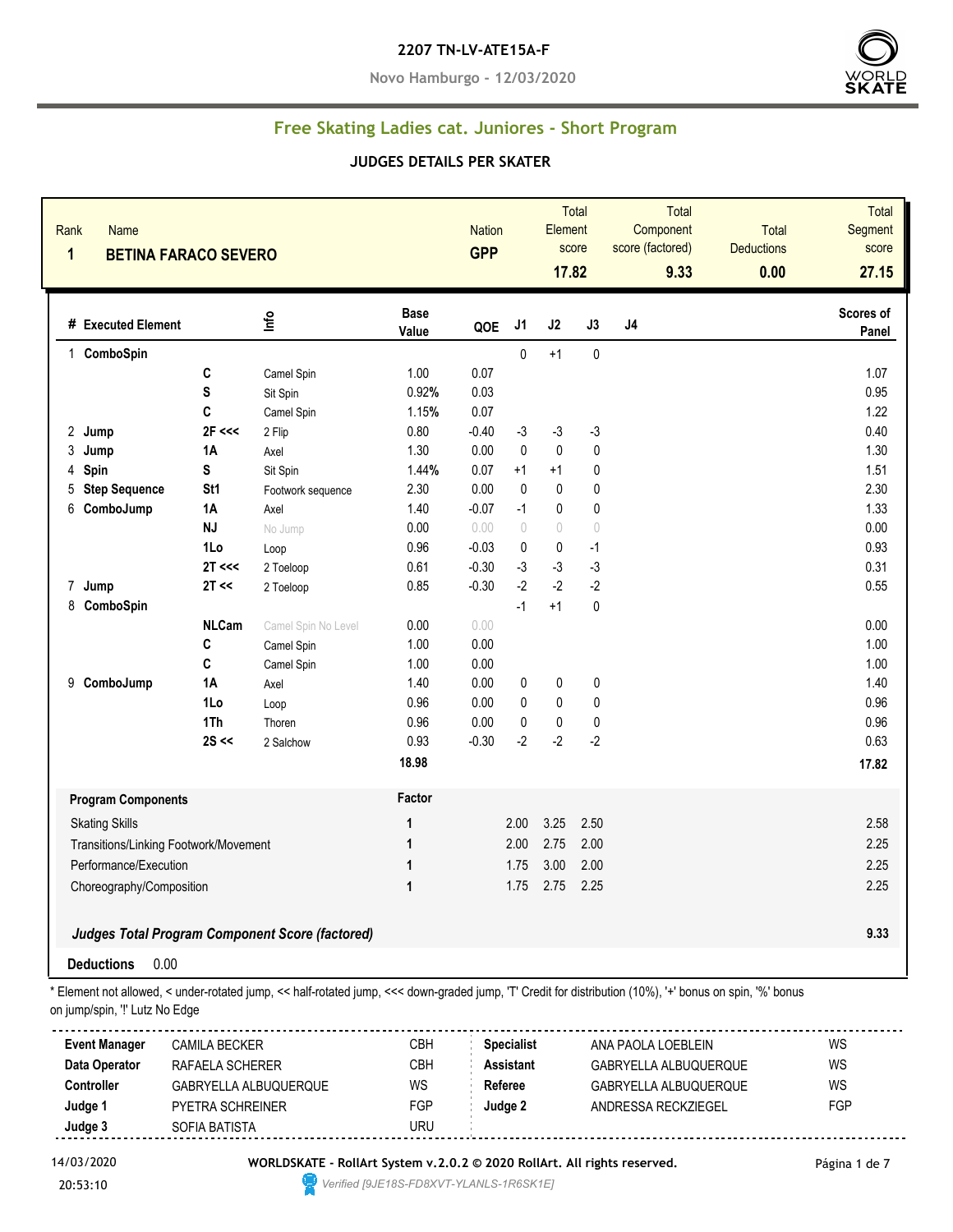**2207 TN-LV-ATE15A-F**

**Novo Hamburgo - 12/03/2020**

## Free Skating Ladies cat. Juniores - Short Program

### JUDGES DETAILS PER SKATER

| Rank | Name | Nation | Total Element score | Total Component score (factored) | Total Deductions | Total Segment score |
|---|---|---|---|---|---|---|
| 1 | BETINA FARACO SEVERO | GPP | 17.82 | 9.33 | 0.00 | 27.15 |

| # | Executed Element | | Info | Base Value | QOE | J1 | J2 | J3 | J4 | Scores of Panel |
|---|---|---|---|---|---|---|---|---|---|---|
| 1 | ComboSpin | | | | | 0 | +1 | 0 | | |
| | | C | Camel Spin | 1.00 | 0.07 | | | | | 1.07 |
| | | S | Sit Spin | 0.92% | 0.03 | | | | | 0.95 |
| | | C | Camel Spin | 1.15% | 0.07 | | | | | 1.22 |
| 2 | Jump | 2F <<< | 2 Flip | 0.80 | -0.40 | -3 | -3 | -3 | | 0.40 |
| 3 | Jump | 1A | Axel | 1.30 | 0.00 | 0 | 0 | 0 | | 1.30 |
| 4 | Spin | S | Sit Spin | 1.44% | 0.07 | +1 | +1 | 0 | | 1.51 |
| 5 | Step Sequence | St1 | Footwork sequence | 2.30 | 0.00 | 0 | 0 | 0 | | 2.30 |
| 6 | ComboJump | 1A | Axel | 1.40 | -0.07 | -1 | 0 | 0 | | 1.33 |
| | | NJ | No Jump | 0.00 | 0.00 | 0 | 0 | 0 | | 0.00 |
| | | 1Lo | Loop | 0.96 | -0.03 | 0 | 0 | -1 | | 0.93 |
| | | 2T <<< | 2 Toeloop | 0.61 | -0.30 | -3 | -3 | -3 | | 0.31 |
| 7 | Jump | 2T << | 2 Toeloop | 0.85 | -0.30 | -2 | -2 | -2 | | 0.55 |
| 8 | ComboSpin | | | | | -1 | +1 | 0 | | |
| | | NLCam | Camel Spin No Level | 0.00 | 0.00 | | | | | 0.00 |
| | | C | Camel Spin | 1.00 | 0.00 | | | | | 1.00 |
| | | C | Camel Spin | 1.00 | 0.00 | | | | | 1.00 |
| 9 | ComboJump | 1A | Axel | 1.40 | 0.00 | 0 | 0 | 0 | | 1.40 |
| | | 1Lo | Loop | 0.96 | 0.00 | 0 | 0 | 0 | | 0.96 |
| | | 1Th | Thoren | 0.96 | 0.00 | 0 | 0 | 0 | | 0.96 |
| | | 2S << | 2 Salchow | 0.93 | -0.30 | -2 | -2 | -2 | | 0.63 |
| | | | | 18.98 | | | | | | 17.82 |

| Program Components | Factor | J1 | J2 | J3 | J4 | Scores of Panel |
|---|---|---|---|---|---|---|
| Skating Skills | 1 | 2.00 | 3.25 | 2.50 | | 2.58 |
| Transitions/Linking Footwork/Movement | 1 | 2.00 | 2.75 | 2.00 | | 2.25 |
| Performance/Execution | 1 | 1.75 | 3.00 | 2.00 | | 2.25 |
| Choreography/Composition | 1 | 1.75 | 2.75 | 2.25 | | 2.25 |

***Judges Total Program Component Score (factored)*** **9.33**

**Deductions** 0.00

* Element not allowed, < under-rotated jump, << half-rotated jump, <<< down-graded jump, 'T' Credit for distribution (10%), '+' bonus on spin, '%' bonus on jump/spin, '!' Lutz No Edge

| | | | | | |
|---|---|---|---|---|---|
| **Event Manager** | CAMILA BECKER | CBH | **Specialist** | ANA PAOLA LOEBLEIN | WS |
| **Data Operator** | RAFAELA SCHERER | CBH | **Assistant** | GABRYELLA ALBUQUERQUE | WS |
| **Controller** | GABRYELLA ALBUQUERQUE | WS | **Referee** | GABRYELLA ALBUQUERQUE | WS |
| **Judge 1** | PYETRA SCHREINER | FGP | **Judge 2** | ANDRESSA RECKZIEGEL | FGP |
| **Judge 3** | SOFIA BATISTA | URU | | | |

14/03/2020 20:53:10

**WORLDSKATE - RollArt System v.2.0.2 © 2020 RollArt. All rights reserved.**

*Verified [9JE18S-FD8XVT-YLANLS-1R6SK1E]*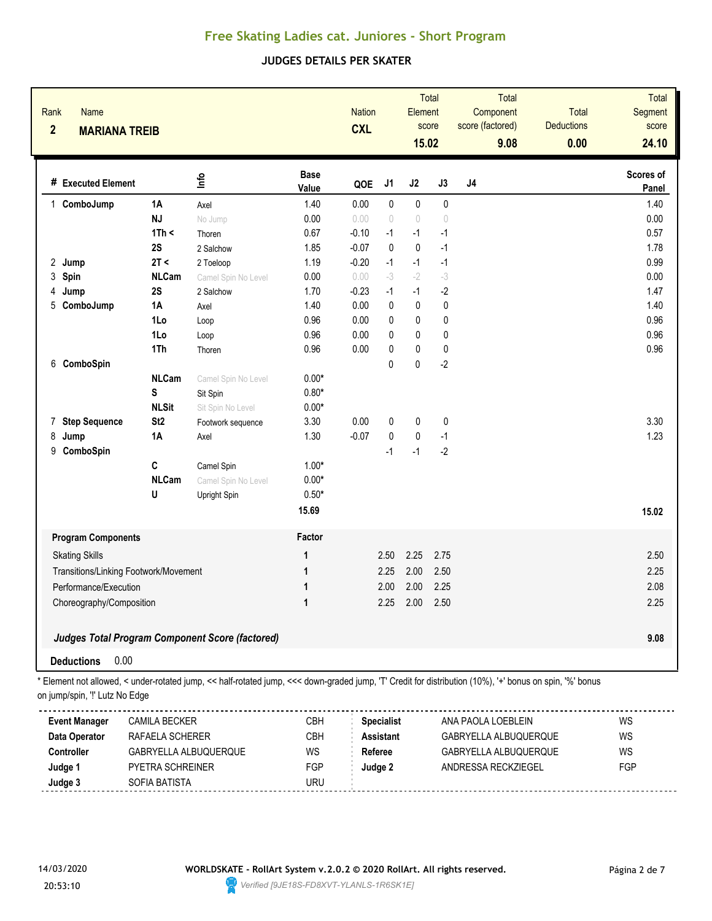# Free Skating Ladies cat. Juniores - Short Program

## JUDGES DETAILS PER SKATER

| Rank | Name | Nation | Total Element score | Total Component score (factored) | Total Deductions | Total Segment score |
|---|---|---|---|---|---|---|
| 2 | **MARIANA TREIB** | **CXL** | **15.02** | **9.08** | **0.00** | **24.10** |

| # | Executed Element | | Info | Base Value | QOE | J1 | J2 | J3 | J4 | Scores of Panel |
|---|---|---|---|---|---|---|---|---|---|---|
| 1 | ComboJump | 1A | Axel | 1.40 | 0.00 | 0 | 0 | 0 | | 1.40 |
| | | NJ | No Jump | 0.00 | 0.00 | 0 | 0 | 0 | | 0.00 |
| | | 1Th < | Thoren | 0.67 | -0.10 | -1 | -1 | -1 | | 0.57 |
| | | 2S | 2 Salchow | 1.85 | -0.07 | 0 | 0 | -1 | | 1.78 |
| 2 | Jump | 2T < | 2 Toeloop | 1.19 | -0.20 | -1 | -1 | -1 | | 0.99 |
| 3 | Spin | NLCam | Camel Spin No Level | 0.00 | 0.00 | -3 | -2 | -3 | | 0.00 |
| 4 | Jump | 2S | 2 Salchow | 1.70 | -0.23 | -1 | -1 | -2 | | 1.47 |
| 5 | ComboJump | 1A | Axel | 1.40 | 0.00 | 0 | 0 | 0 | | 1.40 |
| | | 1Lo | Loop | 0.96 | 0.00 | 0 | 0 | 0 | | 0.96 |
| | | 1Lo | Loop | 0.96 | 0.00 | 0 | 0 | 0 | | 0.96 |
| | | 1Th | Thoren | 0.96 | 0.00 | 0 | 0 | 0 | | 0.96 |
| 6 | ComboSpin | | | | | 0 | 0 | -2 | | |
| | | NLCam | Camel Spin No Level | 0.00* | | | | | | |
| | | S | Sit Spin | 0.80* | | | | | | |
| | | NLSit | Sit Spin No Level | 0.00* | | | | | | |
| 7 | Step Sequence | St2 | Footwork sequence | 3.30 | 0.00 | 0 | 0 | 0 | | 3.30 |
| 8 | Jump | 1A | Axel | 1.30 | -0.07 | 0 | 0 | -1 | | 1.23 |
| 9 | ComboSpin | | | | | -1 | -1 | -2 | | |
| | | C | Camel Spin | 1.00* | | | | | | |
| | | NLCam | Camel Spin No Level | 0.00* | | | | | | |
| | | U | Upright Spin | 0.50* | | | | | | |
| | | | | **15.69** | | | | | | **15.02** |

| Program Components | Factor | J1 | J2 | J3 | J4 | Scores of Panel |
|---|---|---|---|---|---|---|
| Skating Skills | 1 | 2.50 | 2.25 | 2.75 | | 2.50 |
| Transitions/Linking Footwork/Movement | 1 | 2.25 | 2.00 | 2.50 | | 2.25 |
| Performance/Execution | 1 | 2.00 | 2.00 | 2.25 | | 2.08 |
| Choreography/Composition | 1 | 2.25 | 2.00 | 2.50 | | 2.25 |
| ***Judges Total Program Component Score (factored)*** | | | | | | **9.08** |

**Deductions** 0.00

\* Element not allowed, < under-rotated jump, << half-rotated jump, <<< down-graded jump, 'T' Credit for distribution (10%), '+' bonus on spin, '%' bonus on jump/spin, '!' Lutz No Edge

| | | | | | |
|---|---|---|---|---|---|
| **Event Manager** | CAMILA BECKER | CBH | **Specialist** | ANA PAOLA LOEBLEIN | WS |
| **Data Operator** | RAFAELA SCHERER | CBH | **Assistant** | GABRYELLA ALBUQUERQUE | WS |
| **Controller** | GABRYELLA ALBUQUERQUE | WS | **Referee** | GABRYELLA ALBUQUERQUE | WS |
| **Judge 1** | PYETRA SCHREINER | FGP | **Judge 2** | ANDRESSA RECKZIEGEL | FGP |
| **Judge 3** | SOFIA BATISTA | URU | | | |

14/03/2020
20:53:10

**WORLDSKATE - RollArt System v.2.0.2 © 2020 RollArt. All rights reserved.**

*Verified [9JE18S-FD8XVT-YLANLS-1R6SK1E]*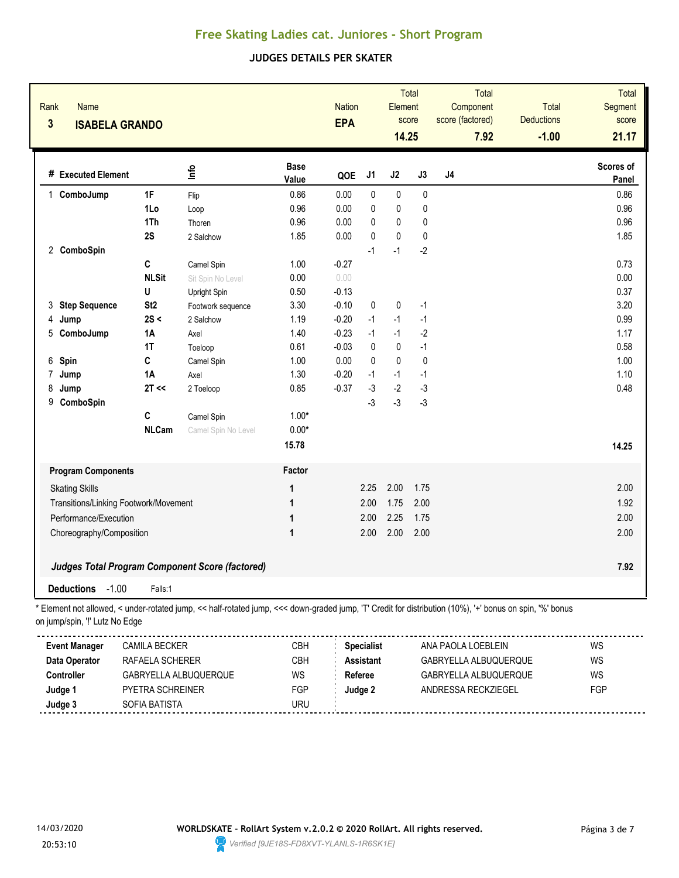# Free Skating Ladies cat. Juniores - Short Program

## JUDGES DETAILS PER SKATER

| Rank | Name | Nation | Total Element score | Total Component score (factored) | Total Deductions | Total Segment score |
|---|---|---|---|---|---|---|
| 3 | **ISABELA GRANDO** | **EPA** | **14.25** | **7.92** | **-1.00** | **21.17** |

| # | Executed Element | | Info | Base Value | QOE | J1 | J2 | J3 | J4 | Scores of Panel |
|---|---|---|---|---|---|---|---|---|---|---|
| 1 | **ComboJump** | **1F** | Flip | 0.86 | 0.00 | 0 | 0 | 0 | | 0.86 |
| | | **1Lo** | Loop | 0.96 | 0.00 | 0 | 0 | 0 | | 0.96 |
| | | **1Th** | Thoren | 0.96 | 0.00 | 0 | 0 | 0 | | 0.96 |
| | | **2S** | 2 Salchow | 1.85 | 0.00 | 0 | 0 | 0 | | 1.85 |
| 2 | **ComboSpin** | | | | | -1 | -1 | -2 | | |
| | | **C** | Camel Spin | 1.00 | -0.27 | | | | | 0.73 |
| | | **NLSit** | Sit Spin No Level | 0.00 | 0.00 | | | | | 0.00 |
| | | **U** | Upright Spin | 0.50 | -0.13 | | | | | 0.37 |
| 3 | **Step Sequence** | **St2** | Footwork sequence | 3.30 | -0.10 | 0 | 0 | -1 | | 3.20 |
| 4 | **Jump** | **2S <** | 2 Salchow | 1.19 | -0.20 | -1 | -1 | -1 | | 0.99 |
| 5 | **ComboJump** | **1A** | Axel | 1.40 | -0.23 | -1 | -1 | -2 | | 1.17 |
| | | **1T** | Toeloop | 0.61 | -0.03 | 0 | 0 | -1 | | 0.58 |
| 6 | **Spin** | **C** | Camel Spin | 1.00 | 0.00 | 0 | 0 | 0 | | 1.00 |
| 7 | **Jump** | **1A** | Axel | 1.30 | -0.20 | -1 | -1 | -1 | | 1.10 |
| 8 | **Jump** | **2T <<** | 2 Toeloop | 0.85 | -0.37 | -3 | -2 | -3 | | 0.48 |
| 9 | **ComboSpin** | | | | | -3 | -3 | -3 | | |
| | | **C** | Camel Spin | 1.00* | | | | | | |
| | | **NLCam** | Camel Spin No Level | 0.00* | | | | | | |
| | | | | **15.78** | | | | | | **14.25** |

| Program Components | Factor | J1 | J2 | J3 | J4 | Scores of Panel |
|---|---|---|---|---|---|---|
| Skating Skills | 1 | 2.25 | 2.00 | 1.75 | | 2.00 |
| Transitions/Linking Footwork/Movement | 1 | 2.00 | 1.75 | 2.00 | | 1.92 |
| Performance/Execution | 1 | 2.00 | 2.25 | 1.75 | | 2.00 |
| Choreography/Composition | 1 | 2.00 | 2.00 | 2.00 | | 2.00 |
| ***Judges Total Program Component Score (factored)*** | | | | | | **7.92** |

**Deductions** -1.00 Falls:1

\* Element not allowed, < under-rotated jump, << half-rotated jump, <<< down-graded jump, 'T' Credit for distribution (10%), '+' bonus on spin, '%' bonus on jump/spin, '!' Lutz No Edge

| | | | | | |
|---|---|---|---|---|---|
| **Event Manager** | CAMILA BECKER | CBH | **Specialist** | ANA PAOLA LOEBLEIN | WS |
| **Data Operator** | RAFAELA SCHERER | CBH | **Assistant** | GABRYELLA ALBUQUERQUE | WS |
| **Controller** | GABRYELLA ALBUQUERQUE | WS | **Referee** | GABRYELLA ALBUQUERQUE | WS |
| **Judge 1** | PYETRA SCHREINER | FGP | **Judge 2** | ANDRESSA RECKZIEGEL | FGP |
| **Judge 3** | SOFIA BATISTA | URU | | | |

14/03/2020
20:53:10

**WORLDSKATE - RollArt System v.2.0.2 © 2020 RollArt. All rights reserved.**
*Verified [9JE18S-FD8XVT-YLANLS-1R6SK1E]*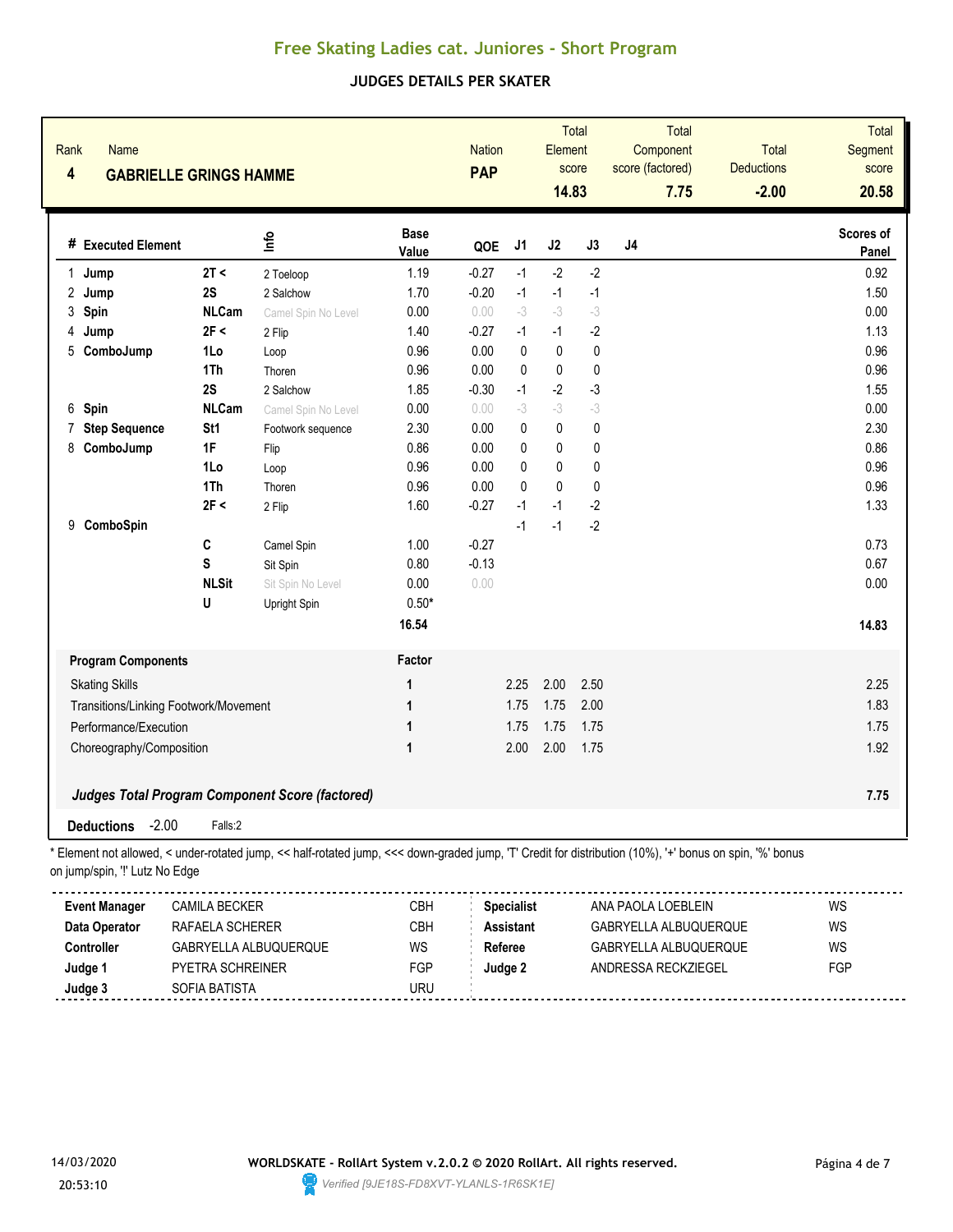## Free Skating Ladies cat. Juniores - Short Program

### JUDGES DETAILS PER SKATER

| Rank | Name | Nation | Total Element score | Total Component score (factored) | Total Deductions | Total Segment score |
|---|---|---|---|---|---|---|
| 4 | **GABRIELLE GRINGS HAMME** | **PAP** | **14.83** | **7.75** | **-2.00** | **20.58** |

| # | Executed Element | | Info | Base Value | QOE | J1 | J2 | J3 | J4 | Scores of Panel |
|---|---|---|---|---|---|---|---|---|---|---|
| 1 | Jump | 2T < | 2 Toeloop | 1.19 | -0.27 | -1 | -2 | -2 | | 0.92 |
| 2 | Jump | 2S | 2 Salchow | 1.70 | -0.20 | -1 | -1 | -1 | | 1.50 |
| 3 | Spin | NLCam | Camel Spin No Level | 0.00 | 0.00 | -3 | -3 | -3 | | 0.00 |
| 4 | Jump | 2F < | 2 Flip | 1.40 | -0.27 | -1 | -1 | -2 | | 1.13 |
| 5 | ComboJump | 1Lo | Loop | 0.96 | 0.00 | 0 | 0 | 0 | | 0.96 |
| | | 1Th | Thoren | 0.96 | 0.00 | 0 | 0 | 0 | | 0.96 |
| | | 2S | 2 Salchow | 1.85 | -0.30 | -1 | -2 | -3 | | 1.55 |
| 6 | Spin | NLCam | Camel Spin No Level | 0.00 | 0.00 | -3 | -3 | -3 | | 0.00 |
| 7 | Step Sequence | St1 | Footwork sequence | 2.30 | 0.00 | 0 | 0 | 0 | | 2.30 |
| 8 | ComboJump | 1F | Flip | 0.86 | 0.00 | 0 | 0 | 0 | | 0.86 |
| | | 1Lo | Loop | 0.96 | 0.00 | 0 | 0 | 0 | | 0.96 |
| | | 1Th | Thoren | 0.96 | 0.00 | 0 | 0 | 0 | | 0.96 |
| | | 2F < | 2 Flip | 1.60 | -0.27 | -1 | -1 | -2 | | 1.33 |
| 9 | ComboSpin | | | | | -1 | -1 | -2 | | |
| | | C | Camel Spin | 1.00 | -0.27 | | | | | 0.73 |
| | | S | Sit Spin | 0.80 | -0.13 | | | | | 0.67 |
| | | NLSit | Sit Spin No Level | 0.00 | 0.00 | | | | | 0.00 |
| | | U | Upright Spin | 0.50* | | | | | | |
| | | | | **16.54** | | | | | | **14.83** |

| Program Components | Factor | J1 | J2 | J3 | J4 | Scores of Panel |
|---|---|---|---|---|---|---|
| Skating Skills | 1 | 2.25 | 2.00 | 2.50 | | 2.25 |
| Transitions/Linking Footwork/Movement | 1 | 1.75 | 1.75 | 2.00 | | 1.83 |
| Performance/Execution | 1 | 1.75 | 1.75 | 1.75 | | 1.75 |
| Choreography/Composition | 1 | 2.00 | 2.00 | 1.75 | | 1.92 |
| ***Judges Total Program Component Score (factored)*** | | | | | | **7.75** |

**Deductions** -2.00 Falls:2

\* Element not allowed, < under-rotated jump, << half-rotated jump, <<< down-graded jump, 'T' Credit for distribution (10%), '+' bonus on spin, '%' bonus on jump/spin, '!' Lutz No Edge

| | | | | | |
|---|---|---|---|---|---|
| **Event Manager** | CAMILA BECKER | CBH | **Specialist** | ANA PAOLA LOEBLEIN | WS |
| **Data Operator** | RAFAELA SCHERER | CBH | **Assistant** | GABRYELLA ALBUQUERQUE | WS |
| **Controller** | GABRYELLA ALBUQUERQUE | WS | **Referee** | GABRYELLA ALBUQUERQUE | WS |
| **Judge 1** | PYETRA SCHREINER | FGP | **Judge 2** | ANDRESSA RECKZIEGEL | FGP |
| **Judge 3** | SOFIA BATISTA | URU | | | |

14/03/2020 20:53:10

WORLDSKATE - RollArt System v.2.0.2 © 2020 RollArt. All rights reserved.

Verified [9JE18S-FD8XVT-YLANLS-1R6SK1E]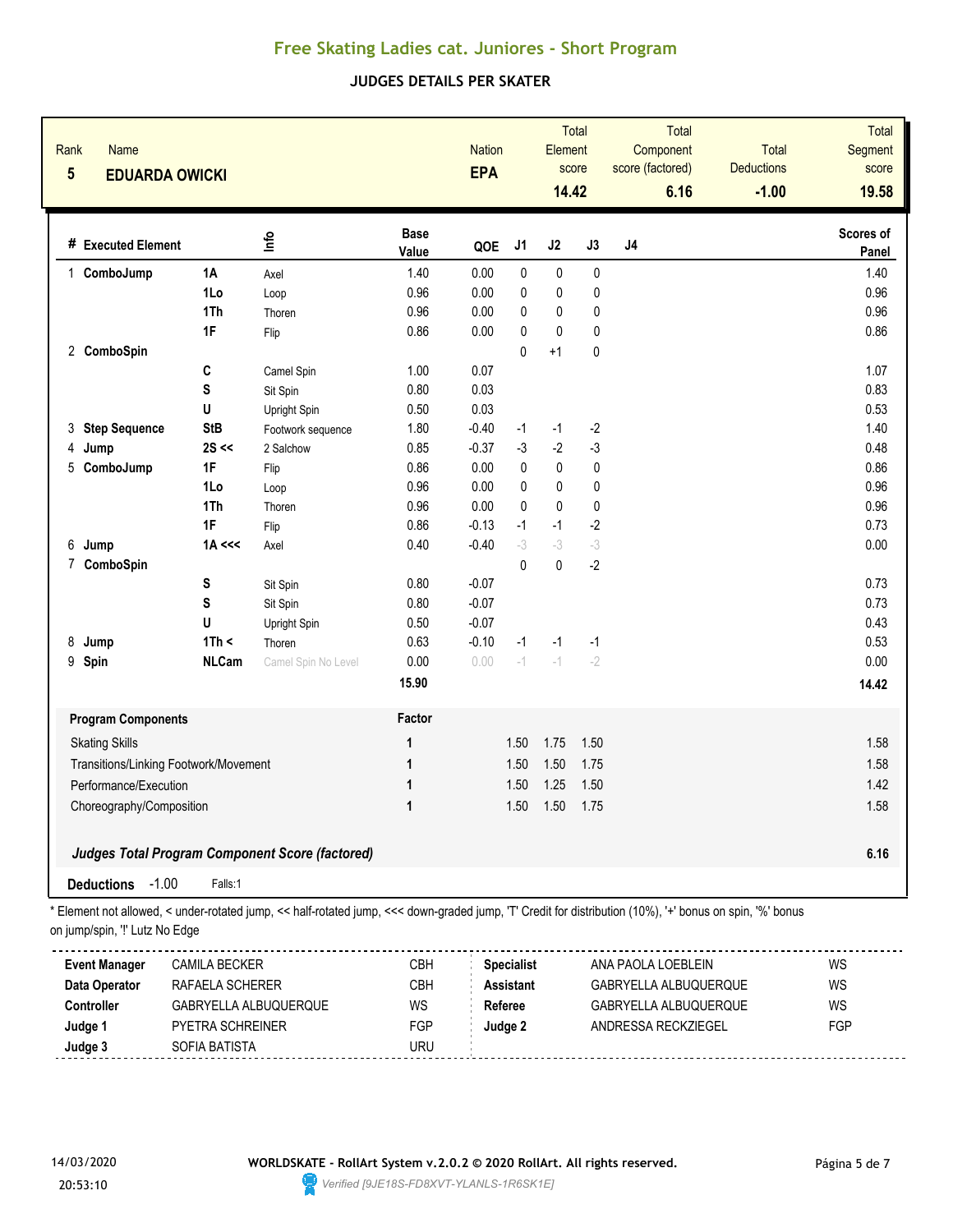# Free Skating Ladies cat. Juniores - Short Program

## JUDGES DETAILS PER SKATER

| Rank | Name | Nation | Total Element score | Total Component score (factored) | Total Deductions | Total Segment score |
|---|---|---|---|---|---|---|
| 5 | **EDUARDA OWICKI** | **EPA** | **14.42** | **6.16** | **-1.00** | **19.58** |

| # | Executed Element | | Info | Base Value | QOE | J1 | J2 | J3 | J4 | Scores of Panel |
|---|---|---|---|---|---|---|---|---|---|---|
| 1 | **ComboJump** | **1A** | Axel | 1.40 | 0.00 | 0 | 0 | 0 | | 1.40 |
| | | **1Lo** | Loop | 0.96 | 0.00 | 0 | 0 | 0 | | 0.96 |
| | | **1Th** | Thoren | 0.96 | 0.00 | 0 | 0 | 0 | | 0.96 |
| | | **1F** | Flip | 0.86 | 0.00 | 0 | 0 | 0 | | 0.86 |
| 2 | **ComboSpin** | | | | | 0 | +1 | 0 | | |
| | | **C** | Camel Spin | 1.00 | 0.07 | | | | | 1.07 |
| | | **S** | Sit Spin | 0.80 | 0.03 | | | | | 0.83 |
| | | **U** | Upright Spin | 0.50 | 0.03 | | | | | 0.53 |
| 3 | **Step Sequence** | **StB** | Footwork sequence | 1.80 | -0.40 | -1 | -1 | -2 | | 1.40 |
| 4 | **Jump** | **2S <<** | 2 Salchow | 0.85 | -0.37 | -3 | -2 | -3 | | 0.48 |
| 5 | **ComboJump** | **1F** | Flip | 0.86 | 0.00 | 0 | 0 | 0 | | 0.86 |
| | | **1Lo** | Loop | 0.96 | 0.00 | 0 | 0 | 0 | | 0.96 |
| | | **1Th** | Thoren | 0.96 | 0.00 | 0 | 0 | 0 | | 0.96 |
| | | **1F** | Flip | 0.86 | -0.13 | -1 | -1 | -2 | | 0.73 |
| 6 | **Jump** | **1A <<<** | Axel | 0.40 | -0.40 | -3 | -3 | -3 | | 0.00 |
| 7 | **ComboSpin** | | | | | 0 | 0 | -2 | | |
| | | **S** | Sit Spin | 0.80 | -0.07 | | | | | 0.73 |
| | | **S** | Sit Spin | 0.80 | -0.07 | | | | | 0.73 |
| | | **U** | Upright Spin | 0.50 | -0.07 | | | | | 0.43 |
| 8 | **Jump** | **1Th <** | Thoren | 0.63 | -0.10 | -1 | -1 | -1 | | 0.53 |
| 9 | **Spin** | **NLCam** | Camel Spin No Level | 0.00 | 0.00 | -1 | -1 | -2 | | 0.00 |
| | | | | **15.90** | | | | | | **14.42** |

| Program Components | Factor | J1 | J2 | J3 | J4 | |
|---|---|---|---|---|---|---|
| Skating Skills | 1 | 1.50 | 1.75 | 1.50 | | 1.58 |
| Transitions/Linking Footwork/Movement | 1 | 1.50 | 1.50 | 1.75 | | 1.58 |
| Performance/Execution | 1 | 1.50 | 1.25 | 1.50 | | 1.42 |
| Choreography/Composition | 1 | 1.50 | 1.50 | 1.75 | | 1.58 |

***Judges Total Program Component Score (factored)*** **6.16**

**Deductions** -1.00 Falls:1

\* Element not allowed, < under-rotated jump, << half-rotated jump, <<< down-graded jump, 'T' Credit for distribution (10%), '+' bonus on spin, '%' bonus on jump/spin, '!' Lutz No Edge

| | | | | | |
|---|---|---|---|---|---|
| **Event Manager** | CAMILA BECKER | CBH | **Specialist** | ANA PAOLA LOEBLEIN | WS |
| **Data Operator** | RAFAELA SCHERER | CBH | **Assistant** | GABRYELLA ALBUQUERQUE | WS |
| **Controller** | GABRYELLA ALBUQUERQUE | WS | **Referee** | GABRYELLA ALBUQUERQUE | WS |
| **Judge 1** | PYETRA SCHREINER | FGP | **Judge 2** | ANDRESSA RECKZIEGEL | FGP |
| **Judge 3** | SOFIA BATISTA | URU | | | |

14/03/2020 20:53:10

**WORLDSKATE - RollArt System v.2.0.2 © 2020 RollArt. All rights reserved.**

*Verified [9JE18S-FD8XVT-YLANLS-1R6SK1E]*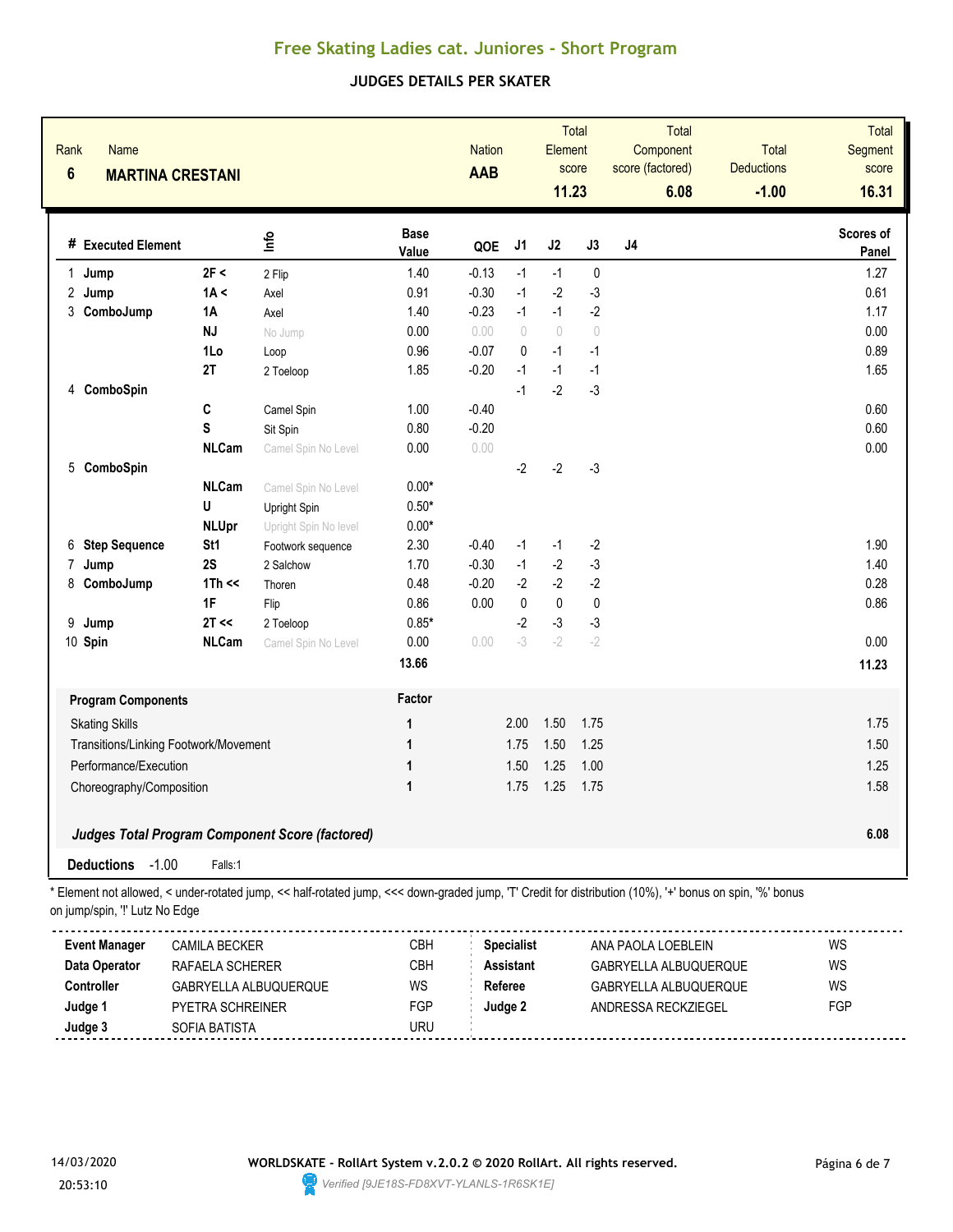# Free Skating Ladies cat. Juniores - Short Program

## JUDGES DETAILS PER SKATER

| Rank | Name | Nation | Total Element score | Total Component score (factored) | Total Deductions | Total Segment score |
|---|---|---|---|---|---|---|
| 6 | **MARTINA CRESTANI** | **AAB** | **11.23** | **6.08** | **-1.00** | **16.31** |

| # | Executed Element | | Info | Base Value | QOE | J1 | J2 | J3 | J4 | Scores of Panel |
|---|---|---|---|---|---|---|---|---|---|---|
| 1 | Jump | 2F < | 2 Flip | 1.40 | -0.13 | -1 | -1 | 0 | | 1.27 |
| 2 | Jump | 1A < | Axel | 0.91 | -0.30 | -1 | -2 | -3 | | 0.61 |
| 3 | ComboJump | 1A | Axel | 1.40 | -0.23 | -1 | -1 | -2 | | 1.17 |
| | | NJ | No Jump | 0.00 | 0.00 | 0 | 0 | 0 | | 0.00 |
| | | 1Lo | Loop | 0.96 | -0.07 | 0 | -1 | -1 | | 0.89 |
| | | 2T | 2 Toeloop | 1.85 | -0.20 | -1 | -1 | -1 | | 1.65 |
| 4 | ComboSpin | | | | | -1 | -2 | -3 | | |
| | | C | Camel Spin | 1.00 | -0.40 | | | | | 0.60 |
| | | S | Sit Spin | 0.80 | -0.20 | | | | | 0.60 |
| | | NLCam | Camel Spin No Level | 0.00 | 0.00 | | | | | 0.00 |
| 5 | ComboSpin | | | | | -2 | -2 | -3 | | |
| | | NLCam | Camel Spin No Level | 0.00* | | | | | | |
| | | U | Upright Spin | 0.50* | | | | | | |
| | | NLUpr | Upright Spin No level | 0.00* | | | | | | |
| 6 | Step Sequence | St1 | Footwork sequence | 2.30 | -0.40 | -1 | -1 | -2 | | 1.90 |
| 7 | Jump | 2S | 2 Salchow | 1.70 | -0.30 | -1 | -2 | -3 | | 1.40 |
| 8 | ComboJump | 1Th << | Thoren | 0.48 | -0.20 | -2 | -2 | -2 | | 0.28 |
| | | 1F | Flip | 0.86 | 0.00 | 0 | 0 | 0 | | 0.86 |
| 9 | Jump | 2T << | 2 Toeloop | 0.85* | | -2 | -3 | -3 | | |
| 10 | Spin | NLCam | Camel Spin No Level | 0.00 | 0.00 | -3 | -2 | -2 | | 0.00 |
| | | | | **13.66** | | | | | | **11.23** |

| Program Components | Factor | J1 | J2 | J3 | J4 | |
|---|---|---|---|---|---|---|
| Skating Skills | 1 | 2.00 | 1.50 | 1.75 | | 1.75 |
| Transitions/Linking Footwork/Movement | 1 | 1.75 | 1.50 | 1.25 | | 1.50 |
| Performance/Execution | 1 | 1.50 | 1.25 | 1.00 | | 1.25 |
| Choreography/Composition | 1 | 1.75 | 1.25 | 1.75 | | 1.58 |

***Judges Total Program Component Score (factored)*** **6.08**

**Deductions** -1.00 Falls:1

\* Element not allowed, < under-rotated jump, << half-rotated jump, <<< down-graded jump, 'T' Credit for distribution (10%), '+' bonus on spin, '%' bonus on jump/spin, '!' Lutz No Edge

| | | | | | |
|---|---|---|---|---|---|
| **Event Manager** | CAMILA BECKER | CBH | **Specialist** | ANA PAOLA LOEBLEIN | WS |
| **Data Operator** | RAFAELA SCHERER | CBH | **Assistant** | GABRYELLA ALBUQUERQUE | WS |
| **Controller** | GABRYELLA ALBUQUERQUE | WS | **Referee** | GABRYELLA ALBUQUERQUE | WS |
| **Judge 1** | PYETRA SCHREINER | FGP | **Judge 2** | ANDRESSA RECKZIEGEL | FGP |
| **Judge 3** | SOFIA BATISTA | URU | | | |

14/03/2020 20:53:10

**WORLDSKATE - RollArt System v.2.0.2 © 2020 RollArt. All rights reserved.**

Verified [9JE18S-FD8XVT-YLANLS-1R6SK1E]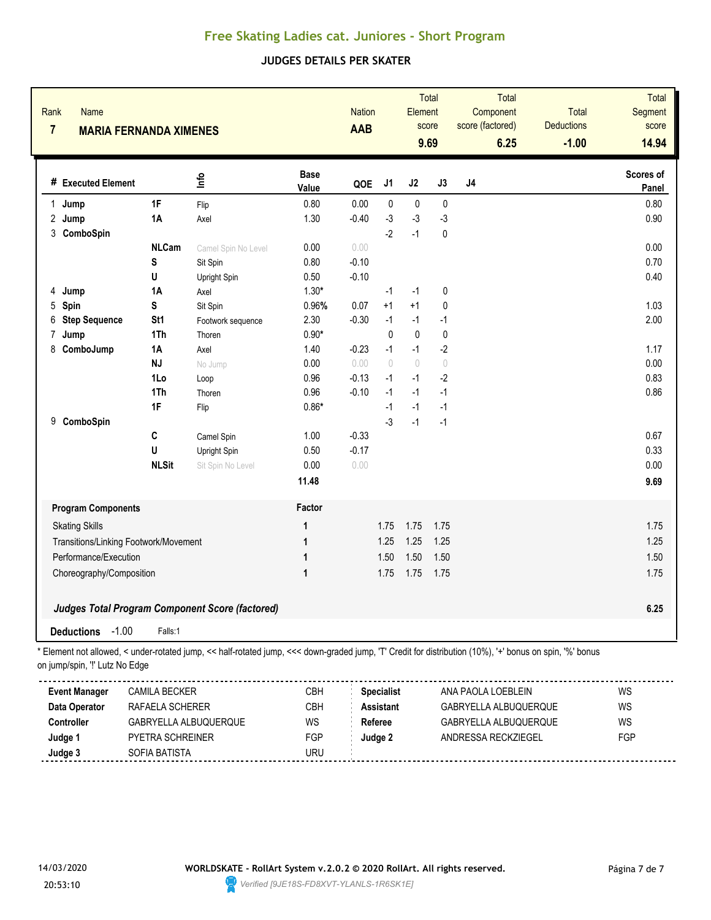# Free Skating Ladies cat. Juniores - Short Program

## JUDGES DETAILS PER SKATER

| Rank | Name | Nation | Total Element score | Total Component score (factored) | Total Deductions | Total Segment score |
|---|---|---|---|---|---|---|
| 7 | MARIA FERNANDA XIMENES | AAB | 9.69 | 6.25 | -1.00 | 14.94 |

| # | Executed Element | | Info | Base Value | QOE | J1 | J2 | J3 | J4 | Scores of Panel |
|---|---|---|---|---|---|---|---|---|---|---|
| 1 | Jump | 1F | Flip | 0.80 | 0.00 | 0 | 0 | 0 | | 0.80 |
| 2 | Jump | 1A | Axel | 1.30 | -0.40 | -3 | -3 | -3 | | 0.90 |
| 3 | ComboSpin | | | | | -2 | -1 | 0 | | |
| | | NLCam | Camel Spin No Level | 0.00 | 0.00 | | | | | 0.00 |
| | | S | Sit Spin | 0.80 | -0.10 | | | | | 0.70 |
| | | U | Upright Spin | 0.50 | -0.10 | | | | | 0.40 |
| 4 | Jump | 1A | Axel | 1.30* | | -1 | -1 | 0 | | |
| 5 | Spin | S | Sit Spin | 0.96% | 0.07 | +1 | +1 | 0 | | 1.03 |
| 6 | Step Sequence | St1 | Footwork sequence | 2.30 | -0.30 | -1 | -1 | -1 | | 2.00 |
| 7 | Jump | 1Th | Thoren | 0.90* | | 0 | 0 | 0 | | |
| 8 | ComboJump | 1A | Axel | 1.40 | -0.23 | -1 | -1 | -2 | | 1.17 |
| | | NJ | No Jump | 0.00 | 0.00 | 0 | 0 | 0 | | 0.00 |
| | | 1Lo | Loop | 0.96 | -0.13 | -1 | -1 | -2 | | 0.83 |
| | | 1Th | Thoren | 0.96 | -0.10 | -1 | -1 | -1 | | 0.86 |
| | | 1F | Flip | 0.86* | | -1 | -1 | -1 | | |
| 9 | ComboSpin | | | | | -3 | -1 | -1 | | |
| | | C | Camel Spin | 1.00 | -0.33 | | | | | 0.67 |
| | | U | Upright Spin | 0.50 | -0.17 | | | | | 0.33 |
| | | NLSit | Sit Spin No Level | 0.00 | 0.00 | | | | | 0.00 |
| | | | | 11.48 | | | | | | 9.69 |

| Program Components | Factor | J1 | J2 | J3 | J4 | |
|---|---|---|---|---|---|---|
| Skating Skills | 1 | 1.75 | 1.75 | 1.75 | | 1.75 |
| Transitions/Linking Footwork/Movement | 1 | 1.25 | 1.25 | 1.25 | | 1.25 |
| Performance/Execution | 1 | 1.50 | 1.50 | 1.50 | | 1.50 |
| Choreography/Composition | 1 | 1.75 | 1.75 | 1.75 | | 1.75 |

***Judges Total Program Component Score (factored)*** **6.25**

**Deductions** -1.00 Falls:1

\* Element not allowed, < under-rotated jump, << half-rotated jump, <<< down-graded jump, 'T' Credit for distribution (10%), '+' bonus on spin, '%' bonus on jump/spin, '!' Lutz No Edge

| | | | | | |
|---|---|---|---|---|---|
| **Event Manager** | CAMILA BECKER | CBH | **Specialist** | ANA PAOLA LOEBLEIN | WS |
| **Data Operator** | RAFAELA SCHERER | CBH | **Assistant** | GABRYELLA ALBUQUERQUE | WS |
| **Controller** | GABRYELLA ALBUQUERQUE | WS | **Referee** | GABRYELLA ALBUQUERQUE | WS |
| **Judge 1** | PYETRA SCHREINER | FGP | **Judge 2** | ANDRESSA RECKZIEGEL | FGP |
| **Judge 3** | SOFIA BATISTA | URU | | | |

14/03/2020
20:53:10

WORLDSKATE - RollArt System v.2.0.2 © 2020 RollArt. All rights reserved.

Verified [9JE18S-FD8XVT-YLANLS-1R6SK1E]